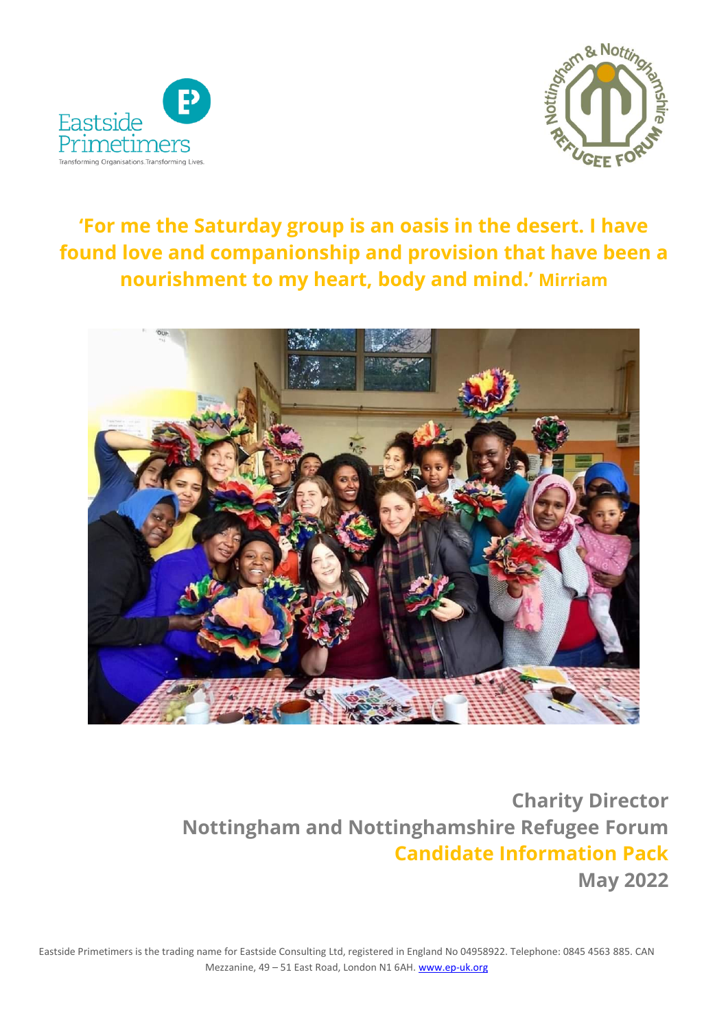Eastside Primetimers

Transforming Organisations.Transforming Lives.

Nottingham & Nottinghamshire Refugee Forum

**'For me the Saturday group is an oasis in the desert. I have found love and companionship and provision that have been a nourishment to my heart, body and mind.' Mirriam**

**Charity Director**

**Nottingham and Nottinghamshire Refugee Forum**

**Candidate Information Pack**

**May 2022**

Eastside Primetimers is the trading name for Eastside Consulting Ltd, registered in England No 04958922. Telephone: 0845 4563 885. CAN Mezzanine, 49 – 51 East Road, London N1 6AH. [www.ep-uk.org](http://www.ep-uk.org)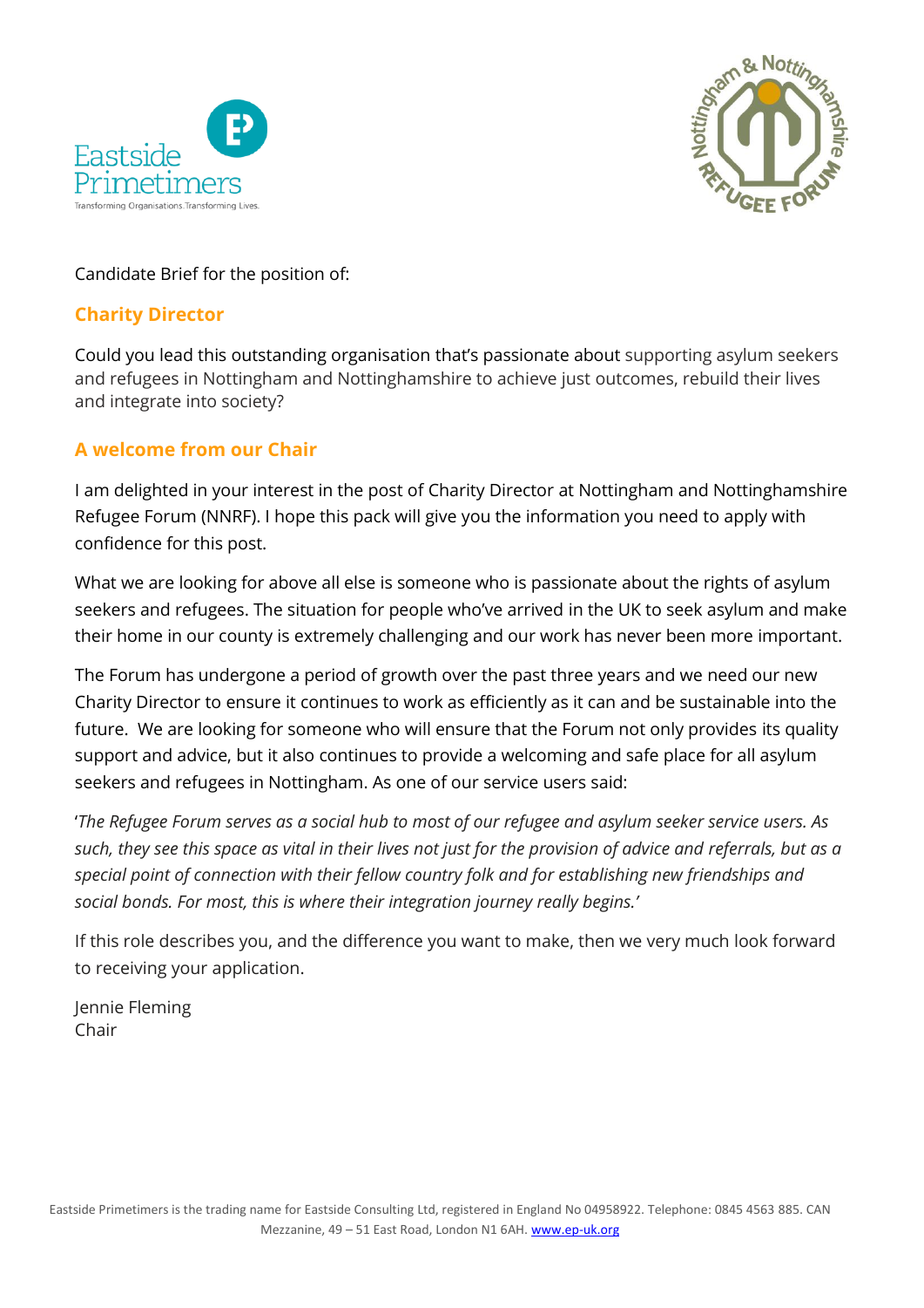Candidate Brief for the position of:

## Charity Director

Could you lead this outstanding organisation that's passionate about supporting asylum seekers and refugees in Nottingham and Nottinghamshire to achieve just outcomes, rebuild their lives and integrate into society?

## A welcome from our Chair

I am delighted in your interest in the post of Charity Director at Nottingham and Nottinghamshire Refugee Forum (NNRF). I hope this pack will give you the information you need to apply with confidence for this post.

What we are looking for above all else is someone who is passionate about the rights of asylum seekers and refugees. The situation for people who've arrived in the UK to seek asylum and make their home in our county is extremely challenging and our work has never been more important.

The Forum has undergone a period of growth over the past three years and we need our new Charity Director to ensure it continues to work as efficiently as it can and be sustainable into the future. We are looking for someone who will ensure that the Forum not only provides its quality support and advice, but it also continues to provide a welcoming and safe place for all asylum seekers and refugees in Nottingham. As one of our service users said:

'*The Refugee Forum serves as a social hub to most of our refugee and asylum seeker service users. As such, they see this space as vital in their lives not just for the provision of advice and referrals, but as a special point of connection with their fellow country folk and for establishing new friendships and social bonds. For most, this is where their integration journey really begins.*'

If this role describes you, and the difference you want to make, then we very much look forward to receiving your application.

Jennie Fleming
Chair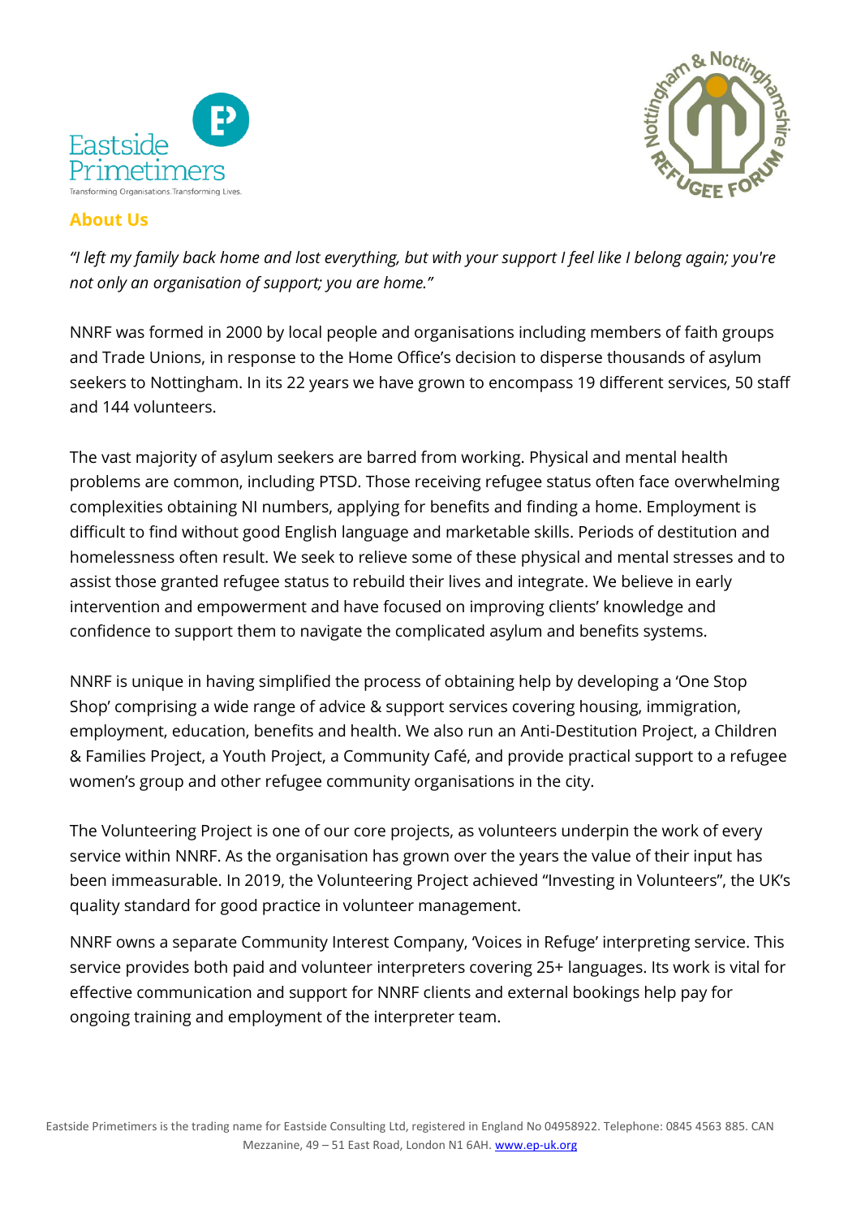## About Us

*"I left my family back home and lost everything, but with your support I feel like I belong again; you're not only an organisation of support; you are home."*

NNRF was formed in 2000 by local people and organisations including members of faith groups and Trade Unions, in response to the Home Office's decision to disperse thousands of asylum seekers to Nottingham. In its 22 years we have grown to encompass 19 different services, 50 staff and 144 volunteers.

The vast majority of asylum seekers are barred from working. Physical and mental health problems are common, including PTSD. Those receiving refugee status often face overwhelming complexities obtaining NI numbers, applying for benefits and finding a home. Employment is difficult to find without good English language and marketable skills. Periods of destitution and homelessness often result. We seek to relieve some of these physical and mental stresses and to assist those granted refugee status to rebuild their lives and integrate. We believe in early intervention and empowerment and have focused on improving clients' knowledge and confidence to support them to navigate the complicated asylum and benefits systems.

NNRF is unique in having simplified the process of obtaining help by developing a 'One Stop Shop' comprising a wide range of advice & support services covering housing, immigration, employment, education, benefits and health. We also run an Anti-Destitution Project, a Children & Families Project, a Youth Project, a Community Café, and provide practical support to a refugee women's group and other refugee community organisations in the city.

The Volunteering Project is one of our core projects, as volunteers underpin the work of every service within NNRF. As the organisation has grown over the years the value of their input has been immeasurable. In 2019, the Volunteering Project achieved "Investing in Volunteers", the UK's quality standard for good practice in volunteer management.

NNRF owns a separate Community Interest Company, 'Voices in Refuge' interpreting service. This service provides both paid and volunteer interpreters covering 25+ languages. Its work is vital for effective communication and support for NNRF clients and external bookings help pay for ongoing training and employment of the interpreter team.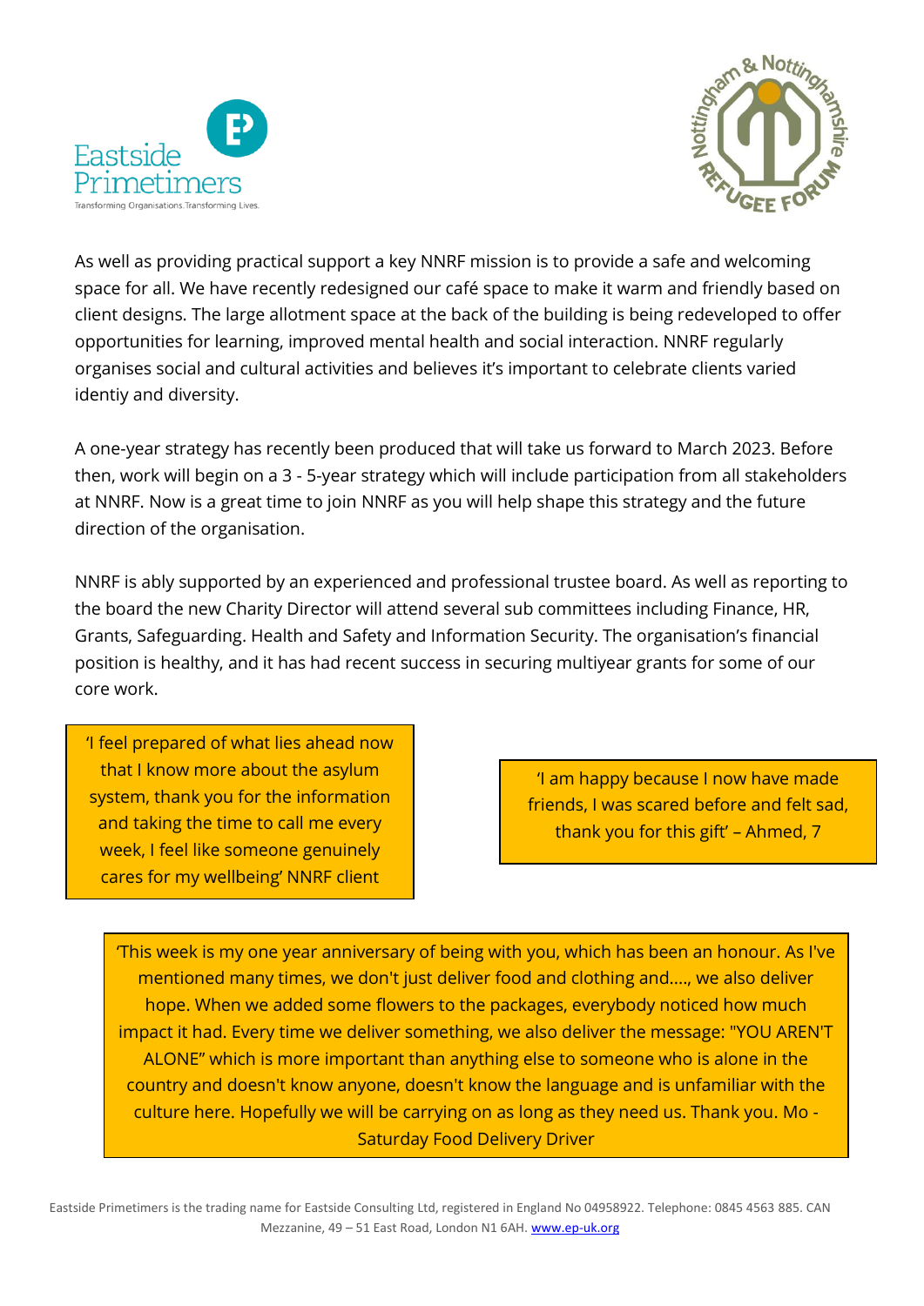As well as providing practical support a key NNRF mission is to provide a safe and welcoming space for all. We have recently redesigned our café space to make it warm and friendly based on client designs. The large allotment space at the back of the building is being redeveloped to offer opportunities for learning, improved mental health and social interaction. NNRF regularly organises social and cultural activities and believes it's important to celebrate clients varied identiy and diversity.

A one-year strategy has recently been produced that will take us forward to March 2023. Before then, work will begin on a 3 - 5-year strategy which will include participation from all stakeholders at NNRF. Now is a great time to join NNRF as you will help shape this strategy and the future direction of the organisation.

NNRF is ably supported by an experienced and professional trustee board. As well as reporting to the board the new Charity Director will attend several sub committees including Finance, HR, Grants, Safeguarding. Health and Safety and Information Security. The organisation's financial position is healthy, and it has had recent success in securing multiyear grants for some of our core work.

> 'I feel prepared of what lies ahead now that I know more about the asylum system, thank you for the information and taking the time to call me every week, I feel like someone genuinely cares for my wellbeing' NNRF client

> 'I am happy because I now have made friends, I was scared before and felt sad, thank you for this gift' – Ahmed, 7

> 'This week is my one year anniversary of being with you, which has been an honour. As I've mentioned many times, we don't just deliver food and clothing and…., we also deliver hope. When we added some flowers to the packages, everybody noticed how much impact it had. Every time we deliver something, we also deliver the message: "YOU AREN'T ALONE" which is more important than anything else to someone who is alone in the country and doesn't know anyone, doesn't know the language and is unfamiliar with the culture here. Hopefully we will be carrying on as long as they need us. Thank you. Mo - Saturday Food Delivery Driver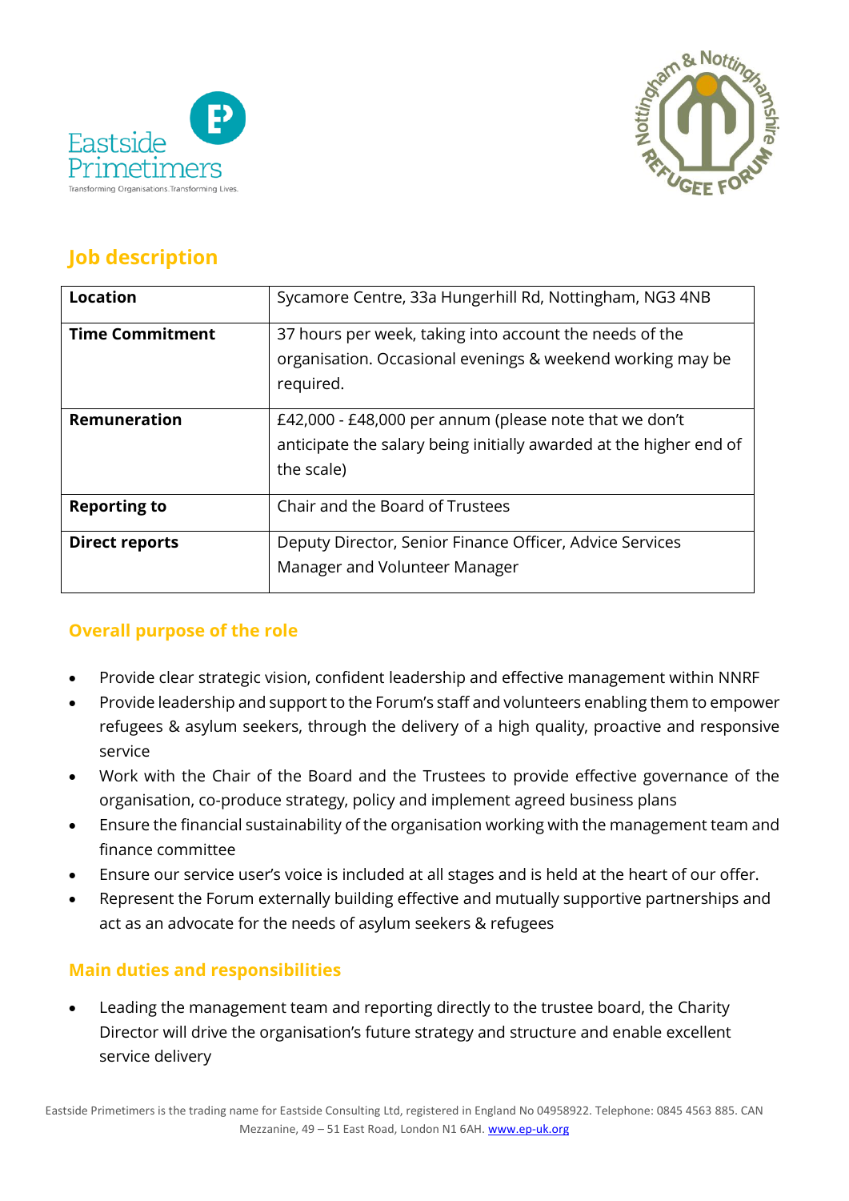## Job description

| Location | Sycamore Centre, 33a Hungerhill Rd, Nottingham, NG3 4NB |
|---|---|
| **Time Commitment** | 37 hours per week, taking into account the needs of the organisation. Occasional evenings & weekend working may be required. |
| **Remuneration** | £42,000 - £48,000 per annum (please note that we don't anticipate the salary being initially awarded at the higher end of the scale) |
| **Reporting to** | Chair and the Board of Trustees |
| **Direct reports** | Deputy Director, Senior Finance Officer, Advice Services Manager and Volunteer Manager |

### Overall purpose of the role

- Provide clear strategic vision, confident leadership and effective management within NNRF
- Provide leadership and support to the Forum's staff and volunteers enabling them to empower refugees & asylum seekers, through the delivery of a high quality, proactive and responsive service
- Work with the Chair of the Board and the Trustees to provide effective governance of the organisation, co-produce strategy, policy and implement agreed business plans
- Ensure the financial sustainability of the organisation working with the management team and finance committee
- Ensure our service user's voice is included at all stages and is held at the heart of our offer.
- Represent the Forum externally building effective and mutually supportive partnerships and act as an advocate for the needs of asylum seekers & refugees

### Main duties and responsibilities

- Leading the management team and reporting directly to the trustee board, the Charity Director will drive the organisation's future strategy and structure and enable excellent service delivery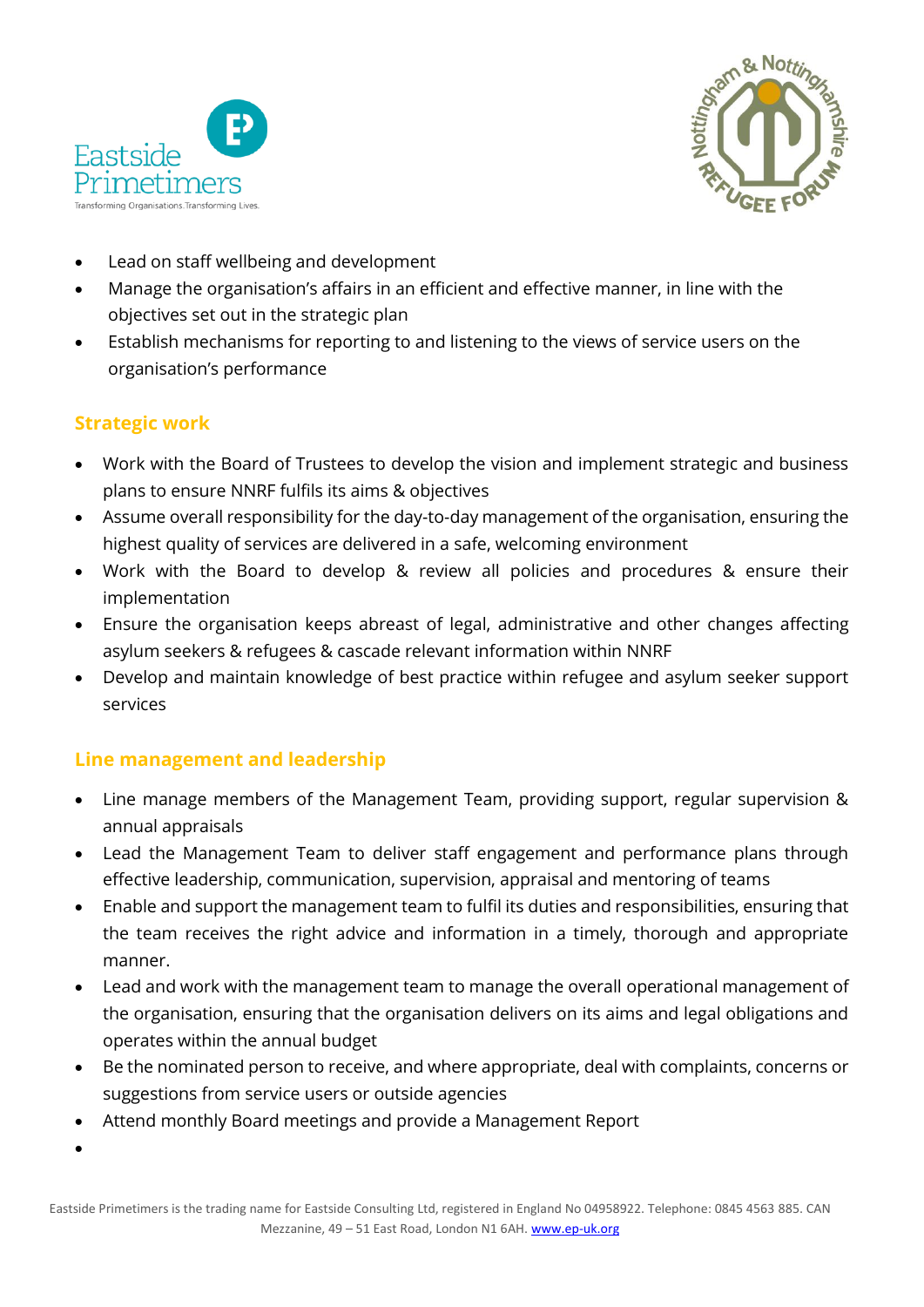- Lead on staff wellbeing and development
- Manage the organisation's affairs in an efficient and effective manner, in line with the objectives set out in the strategic plan
- Establish mechanisms for reporting to and listening to the views of service users on the organisation's performance

## Strategic work

- Work with the Board of Trustees to develop the vision and implement strategic and business plans to ensure NNRF fulfils its aims & objectives
- Assume overall responsibility for the day-to-day management of the organisation, ensuring the highest quality of services are delivered in a safe, welcoming environment
- Work with the Board to develop & review all policies and procedures & ensure their implementation
- Ensure the organisation keeps abreast of legal, administrative and other changes affecting asylum seekers & refugees & cascade relevant information within NNRF
- Develop and maintain knowledge of best practice within refugee and asylum seeker support services

## Line management and leadership

- Line manage members of the Management Team, providing support, regular supervision & annual appraisals
- Lead the Management Team to deliver staff engagement and performance plans through effective leadership, communication, supervision, appraisal and mentoring of teams
- Enable and support the management team to fulfil its duties and responsibilities, ensuring that the team receives the right advice and information in a timely, thorough and appropriate manner.
- Lead and work with the management team to manage the overall operational management of the organisation, ensuring that the organisation delivers on its aims and legal obligations and operates within the annual budget
- Be the nominated person to receive, and where appropriate, deal with complaints, concerns or suggestions from service users or outside agencies
- Attend monthly Board meetings and provide a Management Report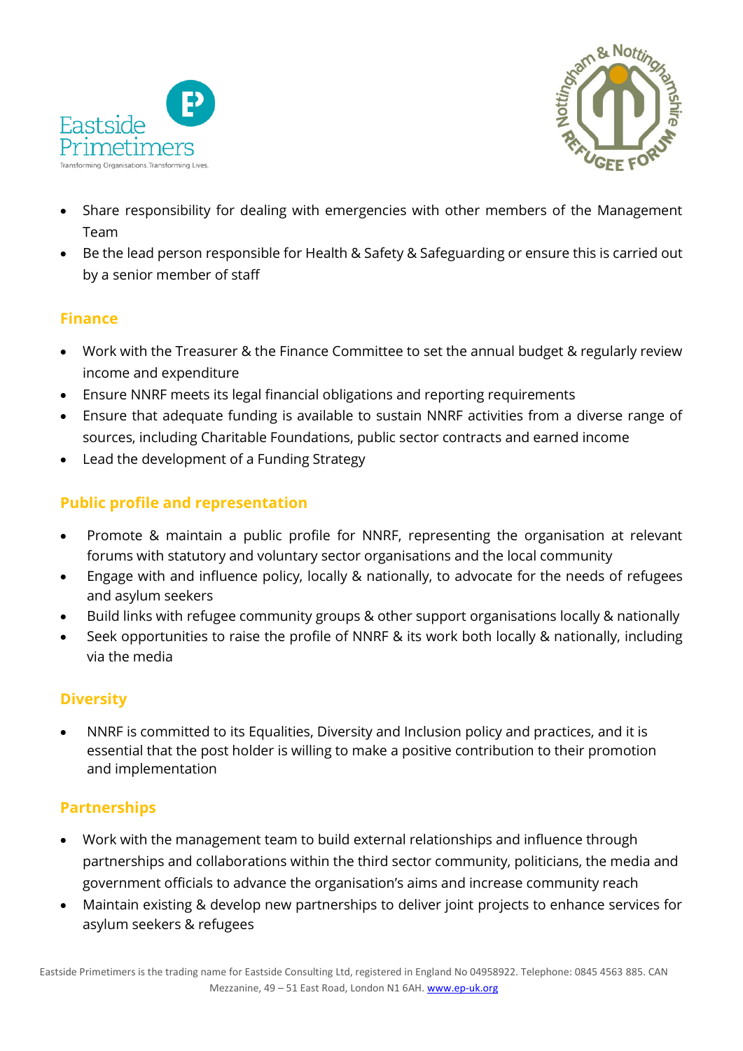- Share responsibility for dealing with emergencies with other members of the Management Team
- Be the lead person responsible for Health & Safety & Safeguarding or ensure this is carried out by a senior member of staff

### Finance

- Work with the Treasurer & the Finance Committee to set the annual budget & regularly review income and expenditure
- Ensure NNRF meets its legal financial obligations and reporting requirements
- Ensure that adequate funding is available to sustain NNRF activities from a diverse range of sources, including Charitable Foundations, public sector contracts and earned income
- Lead the development of a Funding Strategy

### Public profile and representation

- Promote & maintain a public profile for NNRF, representing the organisation at relevant forums with statutory and voluntary sector organisations and the local community
- Engage with and influence policy, locally & nationally, to advocate for the needs of refugees and asylum seekers
- Build links with refugee community groups & other support organisations locally & nationally
- Seek opportunities to raise the profile of NNRF & its work both locally & nationally, including via the media

### Diversity

- NNRF is committed to its Equalities, Diversity and Inclusion policy and practices, and it is essential that the post holder is willing to make a positive contribution to their promotion and implementation

### Partnerships

- Work with the management team to build external relationships and influence through partnerships and collaborations within the third sector community, politicians, the media and government officials to advance the organisation's aims and increase community reach
- Maintain existing & develop new partnerships to deliver joint projects to enhance services for asylum seekers & refugees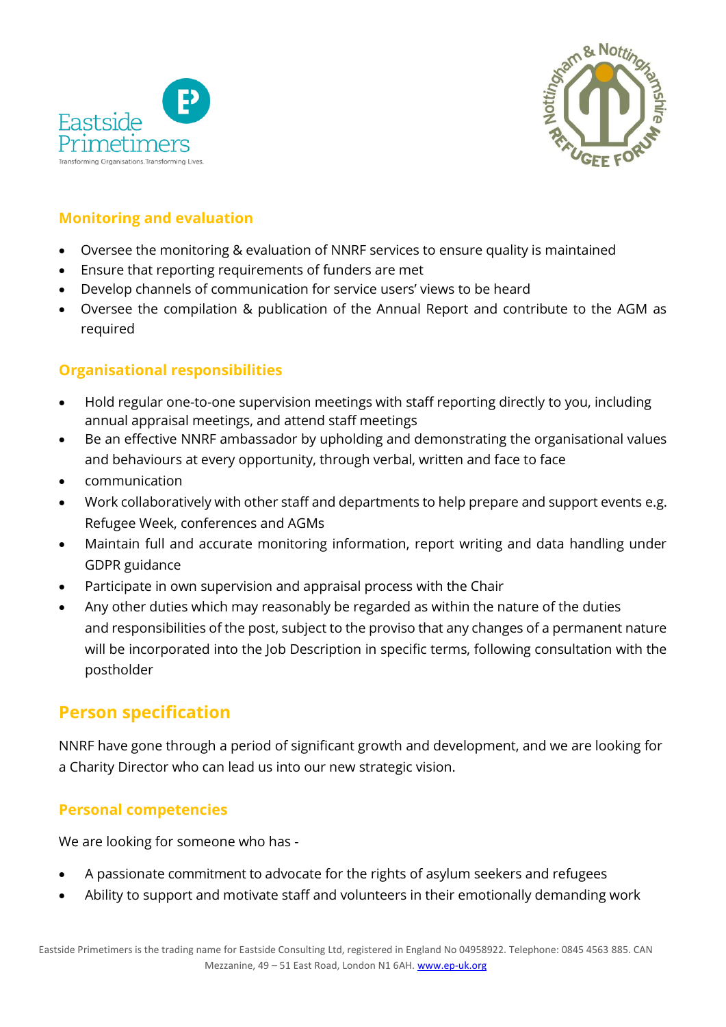### Monitoring and evaluation

- Oversee the monitoring & evaluation of NNRF services to ensure quality is maintained
- Ensure that reporting requirements of funders are met
- Develop channels of communication for service users' views to be heard
- Oversee the compilation & publication of the Annual Report and contribute to the AGM as required

### Organisational responsibilities

- Hold regular one-to-one supervision meetings with staff reporting directly to you, including annual appraisal meetings, and attend staff meetings
- Be an effective NNRF ambassador by upholding and demonstrating the organisational values and behaviours at every opportunity, through verbal, written and face to face
- communication
- Work collaboratively with other staff and departments to help prepare and support events e.g. Refugee Week, conferences and AGMs
- Maintain full and accurate monitoring information, report writing and data handling under GDPR guidance
- Participate in own supervision and appraisal process with the Chair
- Any other duties which may reasonably be regarded as within the nature of the duties and responsibilities of the post, subject to the proviso that any changes of a permanent nature will be incorporated into the Job Description in specific terms, following consultation with the postholder

## Person specification

NNRF have gone through a period of significant growth and development, and we are looking for a Charity Director who can lead us into our new strategic vision.

### Personal competencies

We are looking for someone who has -

- A passionate commitment to advocate for the rights of asylum seekers and refugees
- Ability to support and motivate staff and volunteers in their emotionally demanding work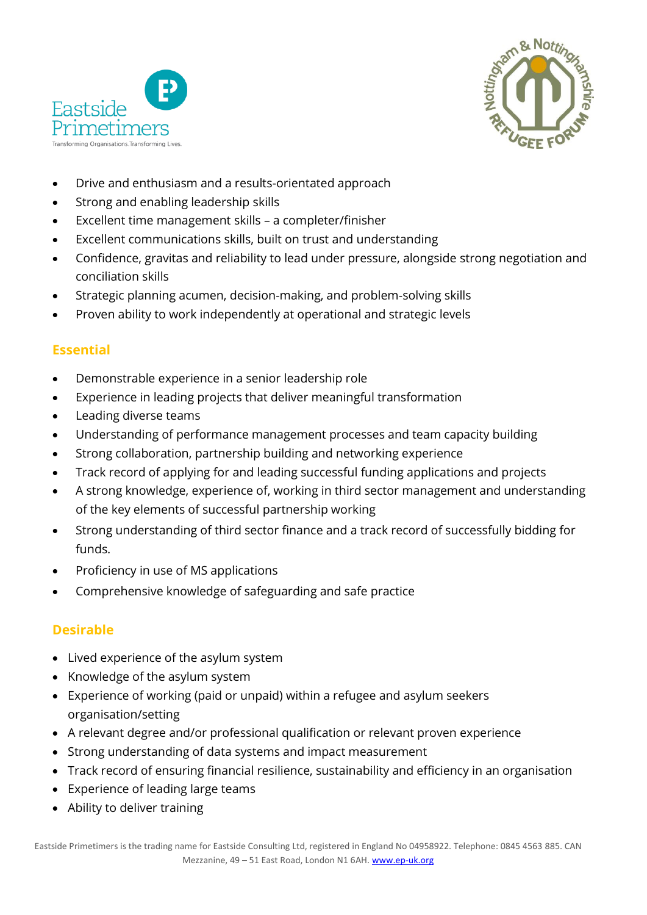- Drive and enthusiasm and a results-orientated approach
- Strong and enabling leadership skills
- Excellent time management skills – a completer/finisher
- Excellent communications skills, built on trust and understanding
- Confidence, gravitas and reliability to lead under pressure, alongside strong negotiation and conciliation skills
- Strategic planning acumen, decision-making, and problem-solving skills
- Proven ability to work independently at operational and strategic levels

### Essential

- Demonstrable experience in a senior leadership role
- Experience in leading projects that deliver meaningful transformation
- Leading diverse teams
- Understanding of performance management processes and team capacity building
- Strong collaboration, partnership building and networking experience
- Track record of applying for and leading successful funding applications and projects
- A strong knowledge, experience of, working in third sector management and understanding of the key elements of successful partnership working
- Strong understanding of third sector finance and a track record of successfully bidding for funds.
- Proficiency in use of MS applications
- Comprehensive knowledge of safeguarding and safe practice

### Desirable

- Lived experience of the asylum system
- Knowledge of the asylum system
- Experience of working (paid or unpaid) within a refugee and asylum seekers organisation/setting
- A relevant degree and/or professional qualification or relevant proven experience
- Strong understanding of data systems and impact measurement
- Track record of ensuring financial resilience, sustainability and efficiency in an organisation
- Experience of leading large teams
- Ability to deliver training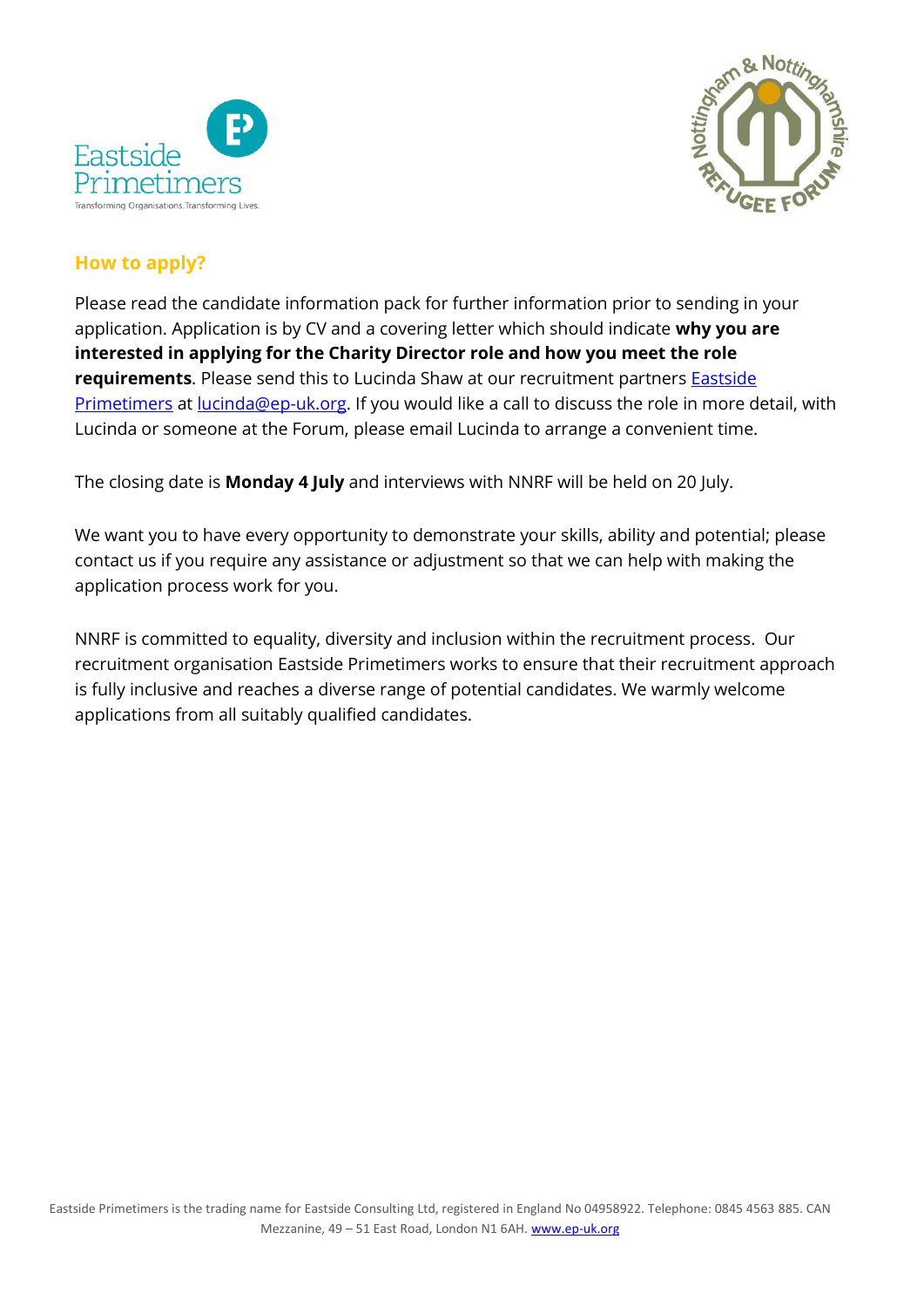## How to apply?

Please read the candidate information pack for further information prior to sending in your application. Application is by CV and a covering letter which should indicate **why you are interested in applying for the Charity Director role and how you meet the role requirements**. Please send this to Lucinda Shaw at our recruitment partners [Eastside Primetimers](http://www.ep-uk.org) at [lucinda@ep-uk.org](mailto:lucinda@ep-uk.org). If you would like a call to discuss the role in more detail, with Lucinda or someone at the Forum, please email Lucinda to arrange a convenient time.

The closing date is **Monday 4 July** and interviews with NNRF will be held on 20 July.

We want you to have every opportunity to demonstrate your skills, ability and potential; please contact us if you require any assistance or adjustment so that we can help with making the application process work for you.

NNRF is committed to equality, diversity and inclusion within the recruitment process. Our recruitment organisation Eastside Primetimers works to ensure that their recruitment approach is fully inclusive and reaches a diverse range of potential candidates. We warmly welcome applications from all suitably qualified candidates.